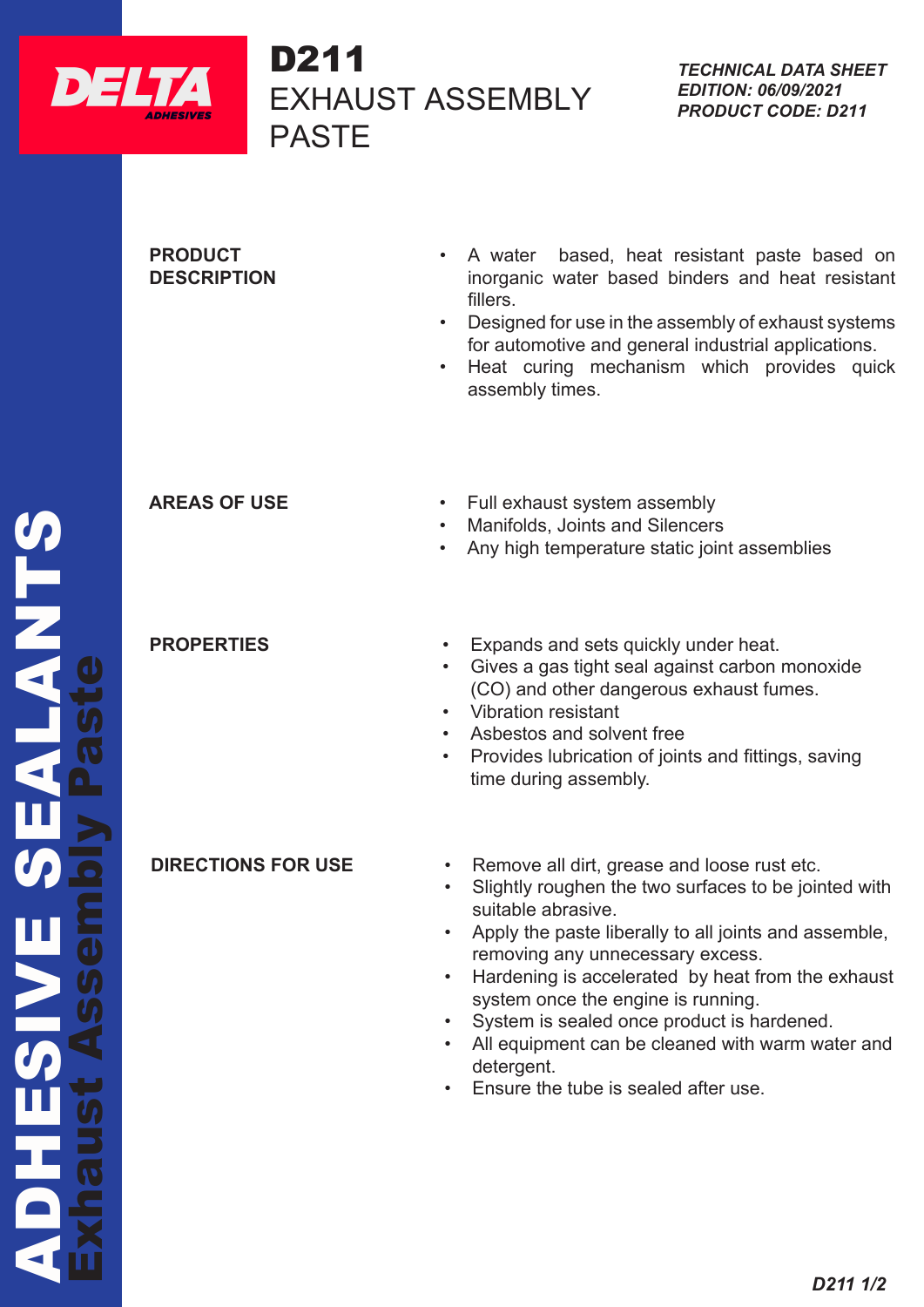DELTA ADHESIVES

# D211
# EXHAUST ASSEMBLY PASTE

*TECHNICAL DATA SHEET*
*EDITION: 06/09/2021*
*PRODUCT CODE: D211*

ADHESIVE SEALANTS
Exhaust Assembly Paste

**PRODUCT DESCRIPTION**

- A water based, heat resistant paste based on inorganic water based binders and heat resistant fillers.
- Designed for use in the assembly of exhaust systems for automotive and general industrial applications.
- Heat curing mechanism which provides quick assembly times.

**AREAS OF USE**

- Full exhaust system assembly
- Manifolds, Joints and Silencers
- Any high temperature static joint assemblies

**PROPERTIES**

- Expands and sets quickly under heat.
- Gives a gas tight seal against carbon monoxide (CO) and other dangerous exhaust fumes.
- Vibration resistant
- Asbestos and solvent free
- Provides lubrication of joints and fittings, saving time during assembly.

**DIRECTIONS FOR USE**

- Remove all dirt, grease and loose rust etc.
- Slightly roughen the two surfaces to be jointed with suitable abrasive.
- Apply the paste liberally to all joints and assemble, removing any unnecessary excess.
- Hardening is accelerated by heat from the exhaust system once the engine is running.
- System is sealed once product is hardened.
- All equipment can be cleaned with warm water and detergent.
- Ensure the tube is sealed after use.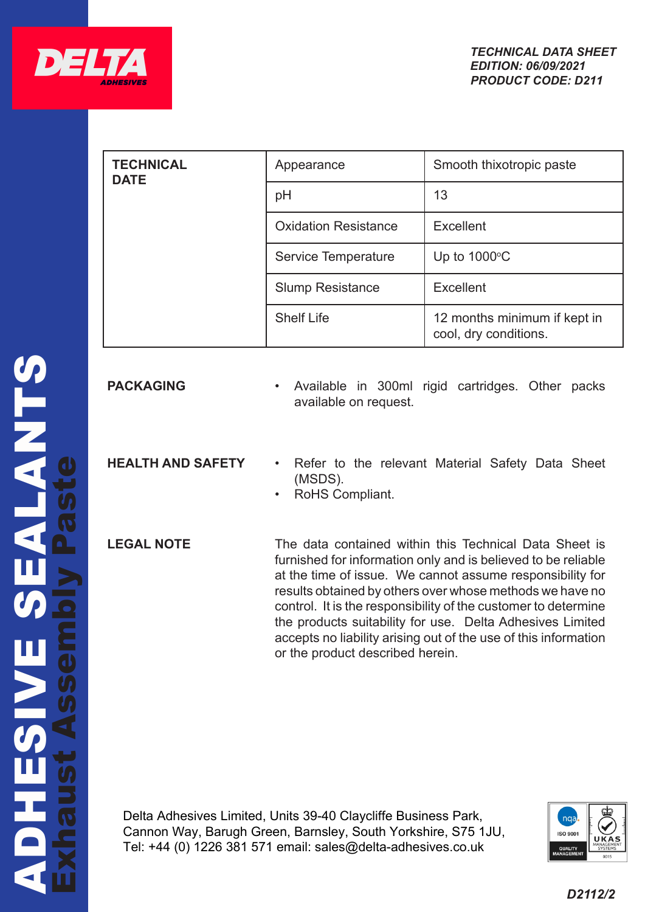*TECHNICAL DATA SHEET*
*EDITION: 06/09/2021*
*PRODUCT CODE: D211*

| | | |
|---|---|---|
| **TECHNICAL DATE** | Appearance | Smooth thixotropic paste |
| | pH | 13 |
| | Oxidation Resistance | Excellent |
| | Service Temperature | Up to 1000°C |
| | Slump Resistance | Excellent |
| | Shelf Life | 12 months minimum if kept in cool, dry conditions. |

**PACKAGING**

- Available in 300ml rigid cartridges. Other packs available on request.

**HEALTH AND SAFETY**

- Refer to the relevant Material Safety Data Sheet (MSDS).
- RoHS Compliant.

**LEGAL NOTE**

The data contained within this Technical Data Sheet is furnished for information only and is believed to be reliable at the time of issue. We cannot assume responsibility for results obtained by others over whose methods we have no control. It is the responsibility of the customer to determine the products suitability for use. Delta Adhesives Limited accepts no liability arising out of the use of this information or the product described herein.

Delta Adhesives Limited, Units 39-40 Claycliffe Business Park,
Cannon Way, Barugh Green, Barnsley, South Yorkshire, S75 1JU,
Tel: +44 (0) 1226 381 571 email: sales@delta-adhesives.co.uk

**ADHESIVE SEALANTS**
**Exhaust Assembly Paste**

*D2112/2*